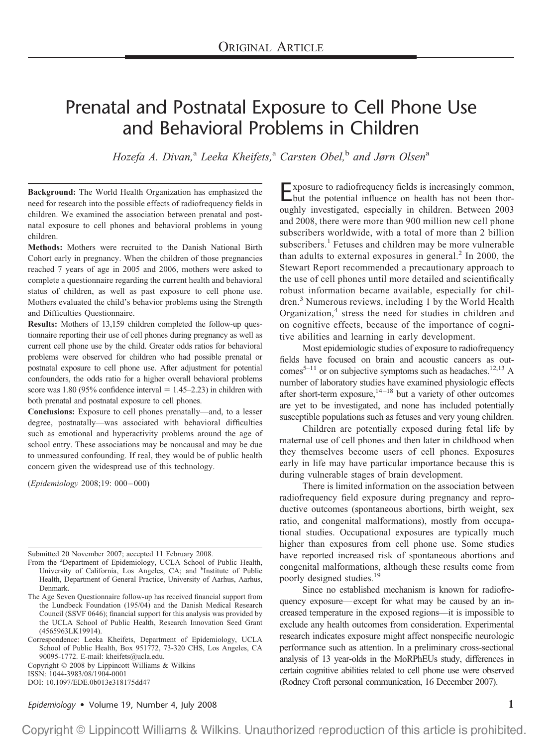ORIGINAL ARTICLE

# Prenatal and Postnatal Exposure to Cell Phone Use and Behavioral Problems in Children

*Hozefa A. Divan,[a] Leeka Kheifets,[a] Carsten Obel,[b] and Jørn Olsen[a]*

**Background:** The World Health Organization has emphasized the need for research into the possible effects of radiofrequency fields in children. We examined the association between prenatal and postnatal exposure to cell phones and behavioral problems in young children.

**Methods:** Mothers were recruited to the Danish National Birth Cohort early in pregnancy. When the children of those pregnancies reached 7 years of age in 2005 and 2006, mothers were asked to complete a questionnaire regarding the current health and behavioral status of children, as well as past exposure to cell phone use. Mothers evaluated the child's behavior problems using the Strength and Difficulties Questionnaire.

**Results:** Mothers of 13,159 children completed the follow-up questionnaire reporting their use of cell phones during pregnancy as well as current cell phone use by the child. Greater odds ratios for behavioral problems were observed for children who had possible prenatal or postnatal exposure to cell phone use. After adjustment for potential confounders, the odds ratio for a higher overall behavioral problems score was 1.80 (95% confidence interval = 1.45–2.23) in children with both prenatal and postnatal exposure to cell phones.

**Conclusions:** Exposure to cell phones prenatally—and, to a lesser degree, postnatally—was associated with behavioral difficulties such as emotional and hyperactivity problems around the age of school entry. These associations may be noncausal and may be due to unmeasured confounding. If real, they would be of public health concern given the widespread use of this technology.

(*Epidemiology* 2008;19: 000–000)

Exposure to radiofrequency fields is increasingly common, but the potential influence on health has not been thoroughly investigated, especially in children. Between 2003 and 2008, there were more than 900 million new cell phone subscribers worldwide, with a total of more than 2 billion subscribers.[1] Fetuses and children may be more vulnerable than adults to external exposures in general.[2] In 2000, the Stewart Report recommended a precautionary approach to the use of cell phones until more detailed and scientifically robust information became available, especially for children.[3] Numerous reviews, including 1 by the World Health Organization,[4] stress the need for studies in children and on cognitive effects, because of the importance of cognitive abilities and learning in early development.

Most epidemiologic studies of exposure to radiofrequency fields have focused on brain and acoustic cancers as outcomes[5–11] or on subjective symptoms such as headaches.[12,13] A number of laboratory studies have examined physiologic effects after short-term exposure,[14–18] but a variety of other outcomes are yet to be investigated, and none has included potentially susceptible populations such as fetuses and very young children.

Children are potentially exposed during fetal life by maternal use of cell phones and then later in childhood when they themselves become users of cell phones. Exposures early in life may have particular importance because this is during vulnerable stages of brain development.

There is limited information on the association between radiofrequency field exposure during pregnancy and reproductive outcomes (spontaneous abortions, birth weight, sex ratio, and congenital malformations), mostly from occupational studies. Occupational exposures are typically much higher than exposures from cell phone use. Some studies have reported increased risk of spontaneous abortions and congenital malformations, although these results come from poorly designed studies.[19]

Since no established mechanism is known for radiofrequency exposure—except for what may be caused by an increased temperature in the exposed regions—it is impossible to exclude any health outcomes from consideration. Experimental research indicates exposure might affect nonspecific neurologic performance such as attention. In a preliminary cross-sectional analysis of 13 year-olds in the MoRPhEUs study, differences in certain cognitive abilities related to cell phone use were observed (Rodney Croft personal communication, 16 December 2007).

Submitted 20 November 2007; accepted 11 February 2008.

From the [a]Department of Epidemiology, UCLA School of Public Health, University of California, Los Angeles, CA; and [b]Institute of Public Health, Department of General Practice, University of Aarhus, Aarhus, Denmark.

The Age Seven Questionnaire follow-up has received financial support from the Lundbeck Foundation (195/04) and the Danish Medical Research Council (SSVF 0646); financial support for this analysis was provided by the UCLA School of Public Health, Research Innovation Seed Grant (4565963LK19914).

Correspondence: Leeka Kheifets, Department of Epidemiology, UCLA School of Public Health, Box 951772, 73-320 CHS, Los Angeles, CA 90095-1772. E-mail: kheifets@ucla.edu.

Copyright © 2008 by Lippincott Williams & Wilkins
ISSN: 1044-3983/08/1904-0001
DOI: 10.1097/EDE.0b013e318175dd47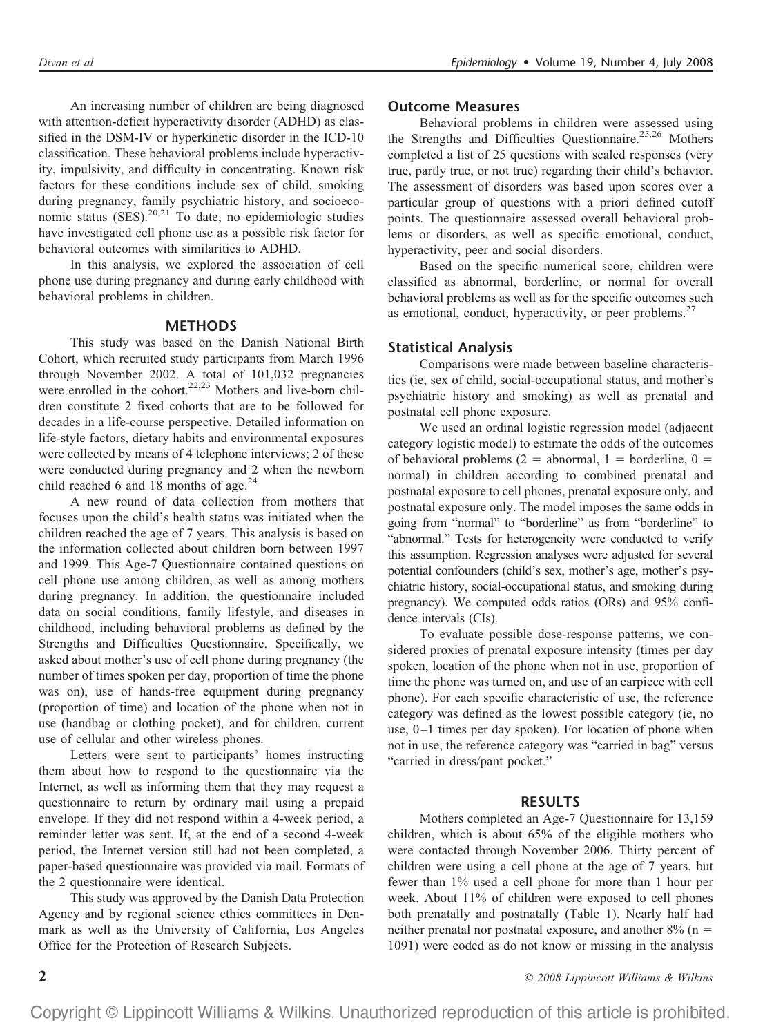An increasing number of children are being diagnosed with attention-deficit hyperactivity disorder (ADHD) as classified in the DSM-IV or hyperkinetic disorder in the ICD-10 classification. These behavioral problems include hyperactivity, impulsivity, and difficulty in concentrating. Known risk factors for these conditions include sex of child, smoking during pregnancy, family psychiatric history, and socioeconomic status (SES).[20,21] To date, no epidemiologic studies have investigated cell phone use as a possible risk factor for behavioral outcomes with similarities to ADHD.

In this analysis, we explored the association of cell phone use during pregnancy and during early childhood with behavioral problems in children.

## METHODS

This study was based on the Danish National Birth Cohort, which recruited study participants from March 1996 through November 2002. A total of 101,032 pregnancies were enrolled in the cohort.[22,23] Mothers and live-born children constitute 2 fixed cohorts that are to be followed for decades in a life-course perspective. Detailed information on life-style factors, dietary habits and environmental exposures were collected by means of 4 telephone interviews; 2 of these were conducted during pregnancy and 2 when the newborn child reached 6 and 18 months of age.[24]

A new round of data collection from mothers that focuses upon the child's health status was initiated when the children reached the age of 7 years. This analysis is based on the information collected about children born between 1997 and 1999. This Age-7 Questionnaire contained questions on cell phone use among children, as well as among mothers during pregnancy. In addition, the questionnaire included data on social conditions, family lifestyle, and diseases in childhood, including behavioral problems as defined by the Strengths and Difficulties Questionnaire. Specifically, we asked about mother's use of cell phone during pregnancy (the number of times spoken per day, proportion of time the phone was on), use of hands-free equipment during pregnancy (proportion of time) and location of the phone when not in use (handbag or clothing pocket), and for children, current use of cellular and other wireless phones.

Letters were sent to participants' homes instructing them about how to respond to the questionnaire via the Internet, as well as informing them that they may request a questionnaire to return by ordinary mail using a prepaid envelope. If they did not respond within a 4-week period, a reminder letter was sent. If, at the end of a second 4-week period, the Internet version still had not been completed, a paper-based questionnaire was provided via mail. Formats of the 2 questionnaire were identical.

This study was approved by the Danish Data Protection Agency and by regional science ethics committees in Denmark as well as the University of California, Los Angeles Office for the Protection of Research Subjects.

### Outcome Measures

Behavioral problems in children were assessed using the Strengths and Difficulties Questionnaire.[25,26] Mothers completed a list of 25 questions with scaled responses (very true, partly true, or not true) regarding their child's behavior. The assessment of disorders was based upon scores over a particular group of questions with a priori defined cutoff points. The questionnaire assessed overall behavioral problems or disorders, as well as specific emotional, conduct, hyperactivity, peer and social disorders.

Based on the specific numerical score, children were classified as abnormal, borderline, or normal for overall behavioral problems as well as for the specific outcomes such as emotional, conduct, hyperactivity, or peer problems.[27]

### Statistical Analysis

Comparisons were made between baseline characteristics (ie, sex of child, social-occupational status, and mother's psychiatric history and smoking) as well as prenatal and postnatal cell phone exposure.

We used an ordinal logistic regression model (adjacent category logistic model) to estimate the odds of the outcomes of behavioral problems (2 = abnormal, 1 = borderline, 0 = normal) in children according to combined prenatal and postnatal exposure to cell phones, prenatal exposure only, and postnatal exposure only. The model imposes the same odds in going from "normal" to "borderline" as from "borderline" to "abnormal." Tests for heterogeneity were conducted to verify this assumption. Regression analyses were adjusted for several potential confounders (child's sex, mother's age, mother's psychiatric history, social-occupational status, and smoking during pregnancy). We computed odds ratios (ORs) and 95% confidence intervals (CIs).

To evaluate possible dose-response patterns, we considered proxies of prenatal exposure intensity (times per day spoken, location of the phone when not in use, proportion of time the phone was turned on, and use of an earpiece with cell phone). For each specific characteristic of use, the reference category was defined as the lowest possible category (ie, no use, 0–1 times per day spoken). For location of phone when not in use, the reference category was "carried in bag" versus "carried in dress/pant pocket."

## RESULTS

Mothers completed an Age-7 Questionnaire for 13,159 children, which is about 65% of the eligible mothers who were contacted through November 2006. Thirty percent of children were using a cell phone at the age of 7 years, but fewer than 1% used a cell phone for more than 1 hour per week. About 11% of children were exposed to cell phones both prenatally and postnatally (Table 1). Nearly half had neither prenatal nor postnatal exposure, and another 8% (n = 1091) were coded as do not know or missing in the analysis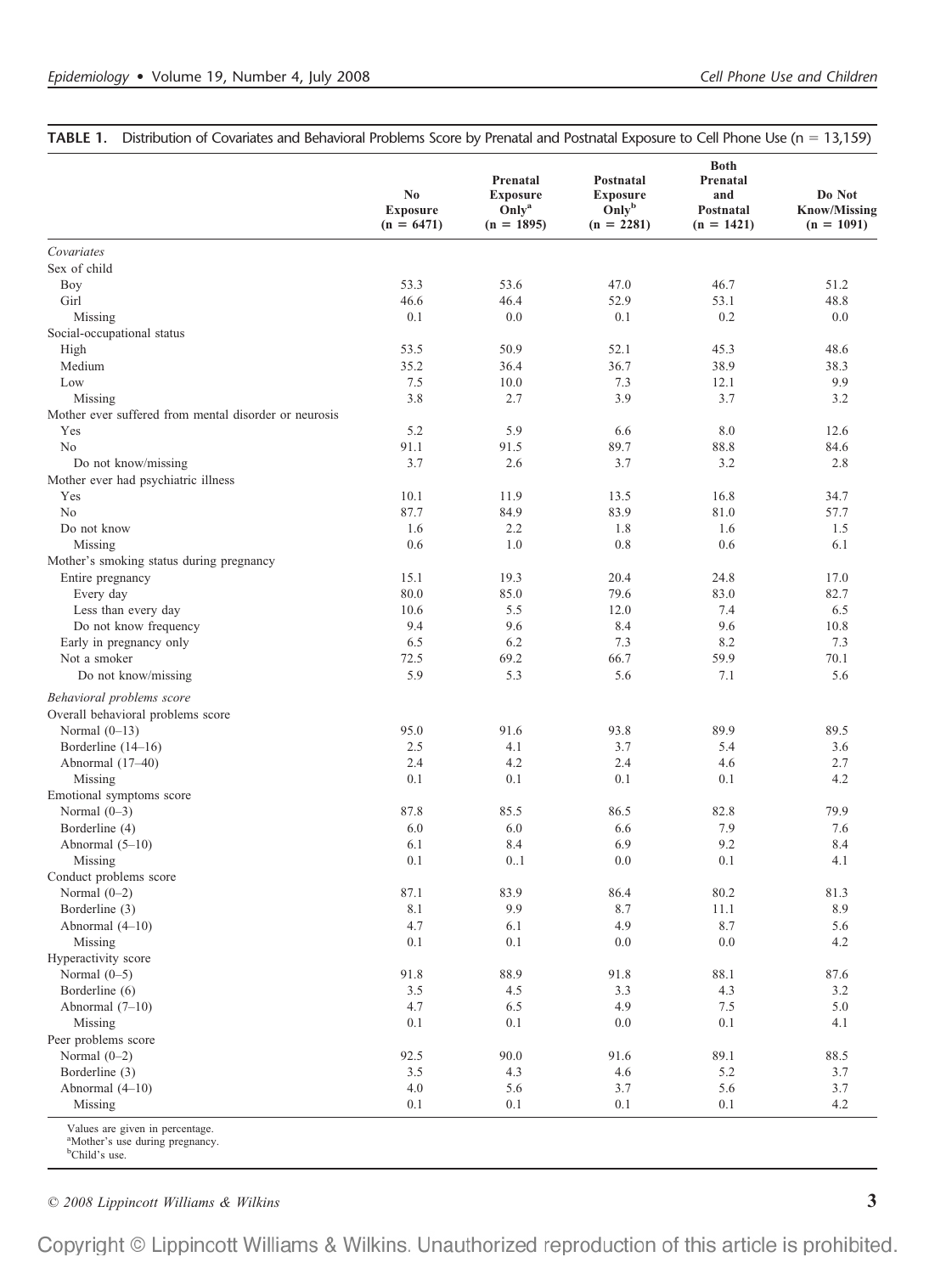**TABLE 1.** Distribution of Covariates and Behavioral Problems Score by Prenatal and Postnatal Exposure to Cell Phone Use (n = 13,159)

| | No Exposure (n = 6471) | Prenatal Exposure Only[a] (n = 1895) | Postnatal Exposure Only[b] (n = 2281) | Both Prenatal and Postnatal (n = 1421) | Do Not Know/Missing (n = 1091) |
|---|---|---|---|---|---|
| *Covariates* | | | | | |
| Sex of child | | | | | |
| Boy | 53.3 | 53.6 | 47.0 | 46.7 | 51.2 |
| Girl | 46.6 | 46.4 | 52.9 | 53.1 | 48.8 |
| Missing | 0.1 | 0.0 | 0.1 | 0.2 | 0.0 |
| Social-occupational status | | | | | |
| High | 53.5 | 50.9 | 52.1 | 45.3 | 48.6 |
| Medium | 35.2 | 36.4 | 36.7 | 38.9 | 38.3 |
| Low | 7.5 | 10.0 | 7.3 | 12.1 | 9.9 |
| Missing | 3.8 | 2.7 | 3.9 | 3.7 | 3.2 |
| Mother ever suffered from mental disorder or neurosis | | | | | |
| Yes | 5.2 | 5.9 | 6.6 | 8.0 | 12.6 |
| No | 91.1 | 91.5 | 89.7 | 88.8 | 84.6 |
| Do not know/missing | 3.7 | 2.6 | 3.7 | 3.2 | 2.8 |
| Mother ever had psychiatric illness | | | | | |
| Yes | 10.1 | 11.9 | 13.5 | 16.8 | 34.7 |
| No | 87.7 | 84.9 | 83.9 | 81.0 | 57.7 |
| Do not know | 1.6 | 2.2 | 1.8 | 1.6 | 1.5 |
| Missing | 0.6 | 1.0 | 0.8 | 0.6 | 6.1 |
| Mother's smoking status during pregnancy | | | | | |
| Entire pregnancy | 15.1 | 19.3 | 20.4 | 24.8 | 17.0 |
| Every day | 80.0 | 85.0 | 79.6 | 83.0 | 82.7 |
| Less than every day | 10.6 | 5.5 | 12.0 | 7.4 | 6.5 |
| Do not know frequency | 9.4 | 9.6 | 8.4 | 9.6 | 10.8 |
| Early in pregnancy only | 6.5 | 6.2 | 7.3 | 8.2 | 7.3 |
| Not a smoker | 72.5 | 69.2 | 66.7 | 59.9 | 70.1 |
| Do not know/missing | 5.9 | 5.3 | 5.6 | 7.1 | 5.6 |
| *Behavioral problems score* | | | | | |
| Overall behavioral problems score | | | | | |
| Normal (0–13) | 95.0 | 91.6 | 93.8 | 89.9 | 89.5 |
| Borderline (14–16) | 2.5 | 4.1 | 3.7 | 5.4 | 3.6 |
| Abnormal (17–40) | 2.4 | 4.2 | 2.4 | 4.6 | 2.7 |
| Missing | 0.1 | 0.1 | 0.1 | 0.1 | 4.2 |
| Emotional symptoms score | | | | | |
| Normal (0–3) | 87.8 | 85.5 | 86.5 | 82.8 | 79.9 |
| Borderline (4) | 6.0 | 6.0 | 6.6 | 7.9 | 7.6 |
| Abnormal (5–10) | 6.1 | 8.4 | 6.9 | 9.2 | 8.4 |
| Missing | 0.1 | 0..1 | 0.0 | 0.1 | 4.1 |
| Conduct problems score | | | | | |
| Normal (0–2) | 87.1 | 83.9 | 86.4 | 80.2 | 81.3 |
| Borderline (3) | 8.1 | 9.9 | 8.7 | 11.1 | 8.9 |
| Abnormal (4–10) | 4.7 | 6.1 | 4.9 | 8.7 | 5.6 |
| Missing | 0.1 | 0.1 | 0.0 | 0.0 | 4.2 |
| Hyperactivity score | | | | | |
| Normal (0–5) | 91.8 | 88.9 | 91.8 | 88.1 | 87.6 |
| Borderline (6) | 3.5 | 4.5 | 3.3 | 4.3 | 3.2 |
| Abnormal (7–10) | 4.7 | 6.5 | 4.9 | 7.5 | 5.0 |
| Missing | 0.1 | 0.1 | 0.0 | 0.1 | 4.1 |
| Peer problems score | | | | | |
| Normal (0–2) | 92.5 | 90.0 | 91.6 | 89.1 | 88.5 |
| Borderline (3) | 3.5 | 4.3 | 4.6 | 5.2 | 3.7 |
| Abnormal (4–10) | 4.0 | 5.6 | 3.7 | 5.6 | 3.7 |
| Missing | 0.1 | 0.1 | 0.1 | 0.1 | 4.2 |

Values are given in percentage.
[a]Mother's use during pregnancy.
[b]Child's use.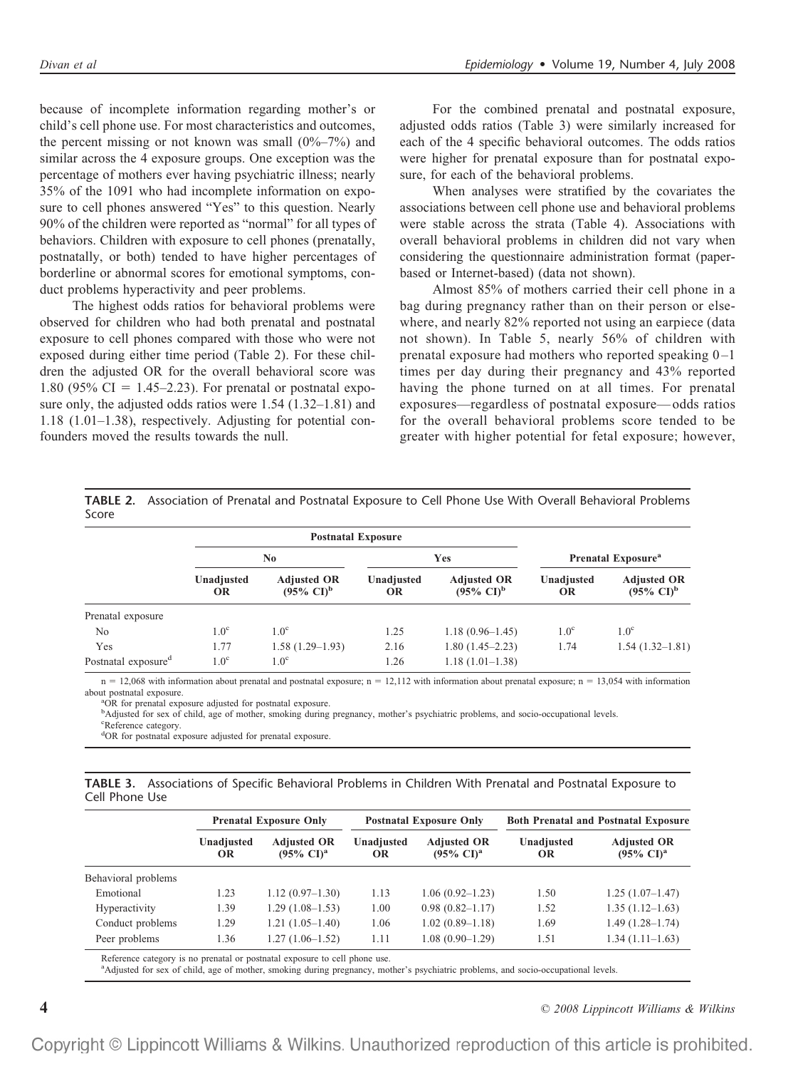because of incomplete information regarding mother's or child's cell phone use. For most characteristics and outcomes, the percent missing or not known was small (0%–7%) and similar across the 4 exposure groups. One exception was the percentage of mothers ever having psychiatric illness; nearly 35% of the 1091 who had incomplete information on exposure to cell phones answered "Yes" to this question. Nearly 90% of the children were reported as "normal" for all types of behaviors. Children with exposure to cell phones (prenatally, postnatally, or both) tended to have higher percentages of borderline or abnormal scores for emotional symptoms, conduct problems hyperactivity and peer problems.

The highest odds ratios for behavioral problems were observed for children who had both prenatal and postnatal exposure to cell phones compared with those who were not exposed during either time period (Table 2). For these children the adjusted OR for the overall behavioral score was 1.80 (95% CI = 1.45–2.23). For prenatal or postnatal exposure only, the adjusted odds ratios were 1.54 (1.32–1.81) and 1.18 (1.01–1.38), respectively. Adjusting for potential confounders moved the results towards the null.

For the combined prenatal and postnatal exposure, adjusted odds ratios (Table 3) were similarly increased for each of the 4 specific behavioral outcomes. The odds ratios were higher for prenatal exposure than for postnatal exposure, for each of the behavioral problems.

When analyses were stratified by the covariates the associations between cell phone use and behavioral problems were stable across the strata (Table 4). Associations with overall behavioral problems in children did not vary when considering the questionnaire administration format (paper-based or Internet-based) (data not shown).

Almost 85% of mothers carried their cell phone in a bag during pregnancy rather than on their person or elsewhere, and nearly 82% reported not using an earpiece (data not shown). In Table 5, nearly 56% of children with prenatal exposure had mothers who reported speaking 0–1 times per day during their pregnancy and 43% reported having the phone turned on at all times. For prenatal exposures—regardless of postnatal exposure—odds ratios for the overall behavioral problems score tended to be greater with higher potential for fetal exposure; however,

**TABLE 2.** Association of Prenatal and Postnatal Exposure to Cell Phone Use With Overall Behavioral Problems Score

| | Postnatal Exposure | | | | | |
|---|---|---|---|---|---|---|
| | No | | Yes | | Prenatal Exposure[a] | |
| | Unadjusted OR | Adjusted OR (95% CI)[b] | Unadjusted OR | Adjusted OR (95% CI)[b] | Unadjusted OR | Adjusted OR (95% CI)[b] |
| Prenatal exposure | | | | | | |
| No | 1.0[c] | 1.0[c] | 1.25 | 1.18 (0.96–1.45) | 1.0[c] | 1.0[c] |
| Yes | 1.77 | 1.58 (1.29–1.93) | 2.16 | 1.80 (1.45–2.23) | 1.74 | 1.54 (1.32–1.81) |
| Postnatal exposure[d] | 1.0[c] | 1.0[c] | 1.26 | 1.18 (1.01–1.38) | | |

n = 12,068 with information about prenatal and postnatal exposure; n = 12,112 with information about prenatal exposure; n = 13,054 with information about postnatal exposure.

[a]OR for prenatal exposure adjusted for postnatal exposure.

[b]Adjusted for sex of child, age of mother, smoking during pregnancy, mother's psychiatric problems, and socio-occupational levels.

[c]Reference category.

[d]OR for postnatal exposure adjusted for prenatal exposure.

**TABLE 3.** Associations of Specific Behavioral Problems in Children With Prenatal and Postnatal Exposure to Cell Phone Use

| | Prenatal Exposure Only | | Postnatal Exposure Only | | Both Prenatal and Postnatal Exposure | |
|---|---|---|---|---|---|---|
| | Unadjusted OR | Adjusted OR (95% CI)[a] | Unadjusted OR | Adjusted OR (95% CI)[a] | Unadjusted OR | Adjusted OR (95% CI)[a] |
| Behavioral problems | | | | | | |
| Emotional | 1.23 | 1.12 (0.97–1.30) | 1.13 | 1.06 (0.92–1.23) | 1.50 | 1.25 (1.07–1.47) |
| Hyperactivity | 1.39 | 1.29 (1.08–1.53) | 1.00 | 0.98 (0.82–1.17) | 1.52 | 1.35 (1.12–1.63) |
| Conduct problems | 1.29 | 1.21 (1.05–1.40) | 1.06 | 1.02 (0.89–1.18) | 1.69 | 1.49 (1.28–1.74) |
| Peer problems | 1.36 | 1.27 (1.06–1.52) | 1.11 | 1.08 (0.90–1.29) | 1.51 | 1.34 (1.11–1.63) |

Reference category is no prenatal or postnatal exposure to cell phone use.

[a]Adjusted for sex of child, age of mother, smoking during pregnancy, mother's psychiatric problems, and socio-occupational levels.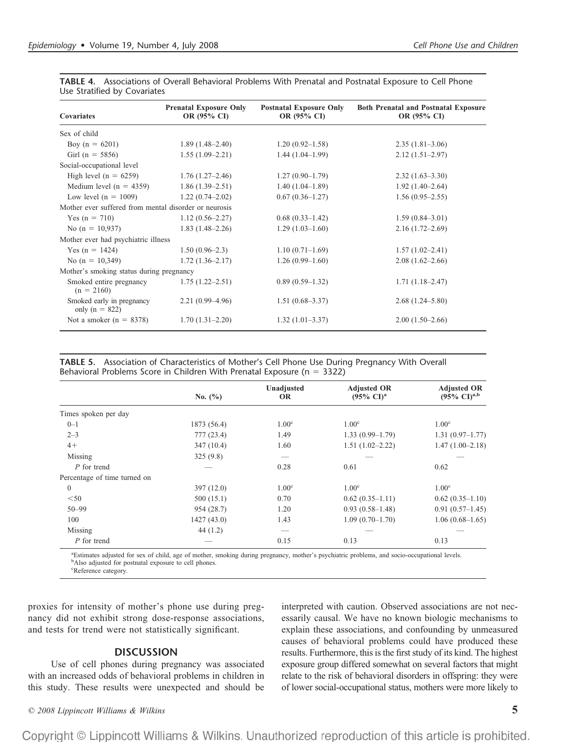**TABLE 4.** Associations of Overall Behavioral Problems With Prenatal and Postnatal Exposure to Cell Phone Use Stratified by Covariates

| Covariates | Prenatal Exposure Only OR (95% CI) | Postnatal Exposure Only OR (95% CI) | Both Prenatal and Postnatal Exposure OR (95% CI) |
|---|---|---|---|
| Sex of child | | | |
| Boy (n = 6201) | 1.89 (1.48–2.40) | 1.20 (0.92–1.58) | 2.35 (1.81–3.06) |
| Girl (n = 5856) | 1.55 (1.09–2.21) | 1.44 (1.04–1.99) | 2.12 (1.51–2.97) |
| Social-occupational level | | | |
| High level (n = 6259) | 1.76 (1.27–2.46) | 1.27 (0.90–1.79) | 2.32 (1.63–3.30) |
| Medium level (n = 4359) | 1.86 (1.39–2.51) | 1.40 (1.04–1.89) | 1.92 (1.40–2.64) |
| Low level (n = 1009) | 1.22 (0.74–2.02) | 0.67 (0.36–1.27) | 1.56 (0.95–2.55) |
| Mother ever suffered from mental disorder or neurosis | | | |
| Yes (n = 710) | 1.12 (0.56–2.27) | 0.68 (0.33–1.42) | 1.59 (0.84–3.01) |
| No (n = 10,937) | 1.83 (1.48–2.26) | 1.29 (1.03–1.60) | 2.16 (1.72–2.69) |
| Mother ever had psychiatric illness | | | |
| Yes (n = 1424) | 1.50 (0.96–2.3) | 1.10 (0.71–1.69) | 1.57 (1.02–2.41) |
| No (n = 10,349) | 1.72 (1.36–2.17) | 1.26 (0.99–1.60) | 2.08 (1.62–2.66) |
| Mother's smoking status during pregnancy | | | |
| Smoked entire pregnancy (n = 2160) | 1.75 (1.22–2.51) | 0.89 (0.59–1.32) | 1.71 (1.18–2.47) |
| Smoked early in pregnancy only (n = 822) | 2.21 (0.99–4.96) | 1.51 (0.68–3.37) | 2.68 (1.24–5.80) |
| Not a smoker (n = 8378) | 1.70 (1.31–2.20) | 1.32 (1.01–3.37) | 2.00 (1.50–2.66) |

**TABLE 5.** Association of Characteristics of Mother's Cell Phone Use During Pregnancy With Overall Behavioral Problems Score in Children With Prenatal Exposure (n = 3322)

| | No. (%) | Unadjusted OR | Adjusted OR (95% CI)[a] | Adjusted OR (95% CI)[a,b] |
|---|---|---|---|---|
| Times spoken per day | | | | |
| 0–1 | 1873 (56.4) | 1.00[c] | 1.00[c] | 1.00[c] |
| 2–3 | 777 (23.4) | 1.49 | 1.33 (0.99–1.79) | 1.31 (0.97–1.77) |
| 4+ | 347 (10.4) | 1.60 | 1.51 (1.02–2.22) | 1.47 (1.00–2.18) |
| Missing | 325 (9.8) | — | — | — |
| *P* for trend | — | 0.28 | 0.61 | 0.62 |
| Percentage of time turned on | | | | |
| 0 | 397 (12.0) | 1.00[c] | 1.00[c] | 1.00[c] |
| <50 | 500 (15.1) | 0.70 | 0.62 (0.35–1.11) | 0.62 (0.35–1.10) |
| 50–99 | 954 (28.7) | 1.20 | 0.93 (0.58–1.48) | 0.91 (0.57–1.45) |
| 100 | 1427 (43.0) | 1.43 | 1.09 (0.70–1.70) | 1.06 (0.68–1.65) |
| Missing | 44 (1.2) | — | — | — |
| *P* for trend | — | 0.15 | 0.13 | 0.13 |

[a]Estimates adjusted for sex of child, age of mother, smoking during pregnancy, mother's psychiatric problems, and socio-occupational levels.
[b]Also adjusted for postnatal exposure to cell phones.
[c]Reference category.

proxies for intensity of mother's phone use during pregnancy did not exhibit strong dose-response associations, and tests for trend were not statistically significant.

## DISCUSSION

Use of cell phones during pregnancy was associated with an increased odds of behavioral problems in children in this study. These results were unexpected and should be interpreted with caution. Observed associations are not necessarily causal. We have no known biologic mechanisms to explain these associations, and confounding by unmeasured causes of behavioral problems could have produced these results. Furthermore, this is the first study of its kind. The highest exposure group differed somewhat on several factors that might relate to the risk of behavioral disorders in offspring: they were of lower social-occupational status, mothers were more likely to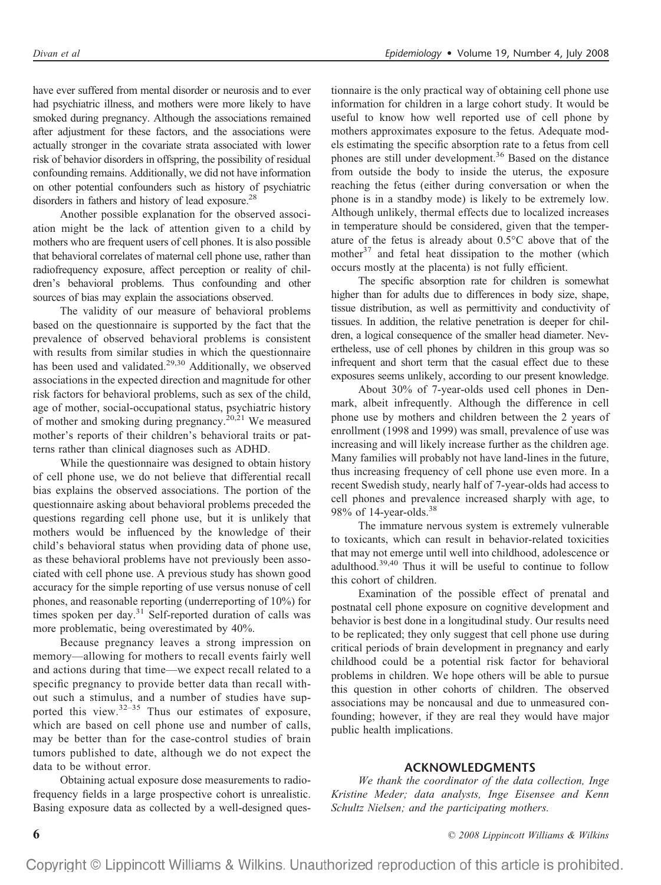have ever suffered from mental disorder or neurosis and to ever had psychiatric illness, and mothers were more likely to have smoked during pregnancy. Although the associations remained after adjustment for these factors, and the associations were actually stronger in the covariate strata associated with lower risk of behavior disorders in offspring, the possibility of residual confounding remains. Additionally, we did not have information on other potential confounders such as history of psychiatric disorders in fathers and history of lead exposure.[28]

Another possible explanation for the observed association might be the lack of attention given to a child by mothers who are frequent users of cell phones. It is also possible that behavioral correlates of maternal cell phone use, rather than radiofrequency exposure, affect perception or reality of children's behavioral problems. Thus confounding and other sources of bias may explain the associations observed.

The validity of our measure of behavioral problems based on the questionnaire is supported by the fact that the prevalence of observed behavioral problems is consistent with results from similar studies in which the questionnaire has been used and validated.[29,30] Additionally, we observed associations in the expected direction and magnitude for other risk factors for behavioral problems, such as sex of the child, age of mother, social-occupational status, psychiatric history of mother and smoking during pregnancy.[20,21] We measured mother's reports of their children's behavioral traits or patterns rather than clinical diagnoses such as ADHD.

While the questionnaire was designed to obtain history of cell phone use, we do not believe that differential recall bias explains the observed associations. The portion of the questionnaire asking about behavioral problems preceded the questions regarding cell phone use, but it is unlikely that mothers would be influenced by the knowledge of their child's behavioral status when providing data of phone use, as these behavioral problems have not previously been associated with cell phone use. A previous study has shown good accuracy for the simple reporting of use versus nonuse of cell phones, and reasonable reporting (underreporting of 10%) for times spoken per day.[31] Self-reported duration of calls was more problematic, being overestimated by 40%.

Because pregnancy leaves a strong impression on memory—allowing for mothers to recall events fairly well and actions during that time—we expect recall related to a specific pregnancy to provide better data than recall without such a stimulus, and a number of studies have supported this view.[32–35] Thus our estimates of exposure, which are based on cell phone use and number of calls, may be better than for the case-control studies of brain tumors published to date, although we do not expect the data to be without error.

Obtaining actual exposure dose measurements to radiofrequency fields in a large prospective cohort is unrealistic. Basing exposure data as collected by a well-designed questionnaire is the only practical way of obtaining cell phone use information for children in a large cohort study. It would be useful to know how well reported use of cell phone by mothers approximates exposure to the fetus. Adequate models estimating the specific absorption rate to a fetus from cell phones are still under development.[36] Based on the distance from outside the body to inside the uterus, the exposure reaching the fetus (either during conversation or when the phone is in a standby mode) is likely to be extremely low. Although unlikely, thermal effects due to localized increases in temperature should be considered, given that the temperature of the fetus is already about 0.5°C above that of the mother[37] and fetal heat dissipation to the mother (which occurs mostly at the placenta) is not fully efficient.

The specific absorption rate for children is somewhat higher than for adults due to differences in body size, shape, tissue distribution, as well as permittivity and conductivity of tissues. In addition, the relative penetration is deeper for children, a logical consequence of the smaller head diameter. Nevertheless, use of cell phones by children in this group was so infrequent and short term that the casual effect due to these exposures seems unlikely, according to our present knowledge.

About 30% of 7-year-olds used cell phones in Denmark, albeit infrequently. Although the difference in cell phone use by mothers and children between the 2 years of enrollment (1998 and 1999) was small, prevalence of use was increasing and will likely increase further as the children age. Many families will probably not have land-lines in the future, thus increasing frequency of cell phone use even more. In a recent Swedish study, nearly half of 7-year-olds had access to cell phones and prevalence increased sharply with age, to 98% of 14-year-olds.[38]

The immature nervous system is extremely vulnerable to toxicants, which can result in behavior-related toxicities that may not emerge until well into childhood, adolescence or adulthood.[39,40] Thus it will be useful to continue to follow this cohort of children.

Examination of the possible effect of prenatal and postnatal cell phone exposure on cognitive development and behavior is best done in a longitudinal study. Our results need to be replicated; they only suggest that cell phone use during critical periods of brain development in pregnancy and early childhood could be a potential risk factor for behavioral problems in children. We hope others will be able to pursue this question in other cohorts of children. The observed associations may be noncausal and due to unmeasured confounding; however, if they are real they would have major public health implications.

## ACKNOWLEDGMENTS

*We thank the coordinator of the data collection, Inge Kristine Meder; data analysts, Inge Eisensee and Kenn Schultz Nielsen; and the participating mothers.*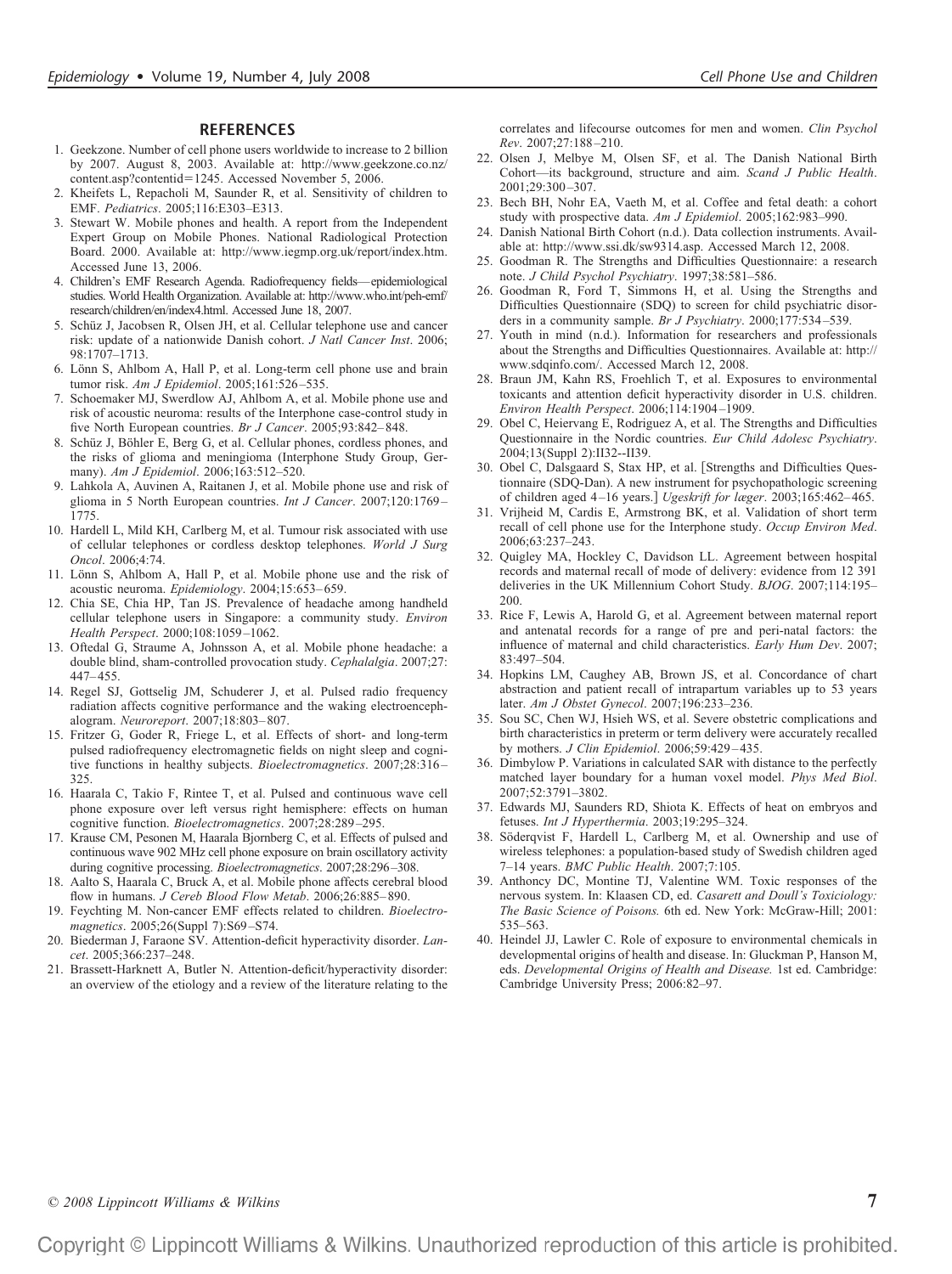## REFERENCES

1. Geekzone. Number of cell phone users worldwide to increase to 2 billion by 2007. August 8, 2003. Available at: http://www.geekzone.co.nz/content.asp?contentid=1245. Accessed November 5, 2006.
2. Kheifets L, Repacholi M, Saunder R, et al. Sensitivity of children to EMF. *Pediatrics*. 2005;116:E303–E313.
3. Stewart W. Mobile phones and health. A report from the Independent Expert Group on Mobile Phones. National Radiological Protection Board. 2000. Available at: http://www.iegmp.org.uk/report/index.htm. Accessed June 13, 2006.
4. Children's EMF Research Agenda. Radiofrequency fields—epidemiological studies. World Health Organization. Available at: http://www.who.int/peh-emf/research/children/en/index4.html. Accessed June 18, 2007.
5. Schüz J, Jacobsen R, Olsen JH, et al. Cellular telephone use and cancer risk: update of a nationwide Danish cohort. *J Natl Cancer Inst*. 2006; 98:1707–1713.
6. Lönn S, Ahlbom A, Hall P, et al. Long-term cell phone use and brain tumor risk. *Am J Epidemiol*. 2005;161:526–535.
7. Schoemaker MJ, Swerdlow AJ, Ahlbom A, et al. Mobile phone use and risk of acoustic neuroma: results of the Interphone case-control study in five North European countries. *Br J Cancer*. 2005;93:842–848.
8. Schüz J, Böhler E, Berg G, et al. Cellular phones, cordless phones, and the risks of glioma and meningioma (Interphone Study Group, Germany). *Am J Epidemiol*. 2006;163:512–520.
9. Lahkola A, Auvinen A, Raitanen J, et al. Mobile phone use and risk of glioma in 5 North European countries. *Int J Cancer*. 2007;120:1769–1775.
10. Hardell L, Mild KH, Carlberg M, et al. Tumour risk associated with use of cellular telephones or cordless desktop telephones. *World J Surg Oncol*. 2006;4:74.
11. Lönn S, Ahlbom A, Hall P, et al. Mobile phone use and the risk of acoustic neuroma. *Epidemiology*. 2004;15:653–659.
12. Chia SE, Chia HP, Tan JS. Prevalence of headache among handheld cellular telephone users in Singapore: a community study. *Environ Health Perspect*. 2000;108:1059–1062.
13. Oftedal G, Straume A, Johnsson A, et al. Mobile phone headache: a double blind, sham-controlled provocation study. *Cephalalgia*. 2007;27: 447–455.
14. Regel SJ, Gottselig JM, Schuderer J, et al. Pulsed radio frequency radiation affects cognitive performance and the waking electroencephalogram. *Neuroreport*. 2007;18:803–807.
15. Fritzer G, Goder R, Friege L, et al. Effects of short- and long-term pulsed radiofrequency electromagnetic fields on night sleep and cognitive functions in healthy subjects. *Bioelectromagnetics*. 2007;28:316–325.
16. Haarala C, Takio F, Rintee T, et al. Pulsed and continuous wave cell phone exposure over left versus right hemisphere: effects on human cognitive function. *Bioelectromagnetics*. 2007;28:289–295.
17. Krause CM, Pesonen M, Haarala Bjornberg C, et al. Effects of pulsed and continuous wave 902 MHz cell phone exposure on brain oscillatory activity during cognitive processing. *Bioelectromagnetics*. 2007;28:296–308.
18. Aalto S, Haarala C, Bruck A, et al. Mobile phone affects cerebral blood flow in humans. *J Cereb Blood Flow Metab*. 2006;26:885–890.
19. Feychting M. Non-cancer EMF effects related to children. *Bioelectromagnetics*. 2005;26(Suppl 7):S69–S74.
20. Biederman J, Faraone SV. Attention-deficit hyperactivity disorder. *Lancet*. 2005;366:237–248.
21. Brassett-Harknett A, Butler N. Attention-deficit/hyperactivity disorder: an overview of the etiology and a review of the literature relating to the correlates and lifecourse outcomes for men and women. *Clin Psychol Rev*. 2007;27:188–210.
22. Olsen J, Melbye M, Olsen SF, et al. The Danish National Birth Cohort—its background, structure and aim. *Scand J Public Health*. 2001;29:300–307.
23. Bech BH, Nohr EA, Vaeth M, et al. Coffee and fetal death: a cohort study with prospective data. *Am J Epidemiol*. 2005;162:983–990.
24. Danish National Birth Cohort (n.d.). Data collection instruments. Available at: http://www.ssi.dk/sw9314.asp. Accessed March 12, 2008.
25. Goodman R. The Strengths and Difficulties Questionnaire: a research note. *J Child Psychol Psychiatry*. 1997;38:581–586.
26. Goodman R, Ford T, Simmons H, et al. Using the Strengths and Difficulties Questionnaire (SDQ) to screen for child psychiatric disorders in a community sample. *Br J Psychiatry*. 2000;177:534–539.
27. Youth in mind (n.d.). Information for researchers and professionals about the Strengths and Difficulties Questionnaires. Available at: http://www.sdqinfo.com/. Accessed March 12, 2008.
28. Braun JM, Kahn RS, Froehlich T, et al. Exposures to environmental toxicants and attention deficit hyperactivity disorder in U.S. children. *Environ Health Perspect*. 2006;114:1904–1909.
29. Obel C, Heiervang E, Rodriguez A, et al. The Strengths and Difficulties Questionnaire in the Nordic countries. *Eur Child Adolesc Psychiatry*. 2004;13(Suppl 2):II32--II39.
30. Obel C, Dalsgaard S, Stax HP, et al. [Strengths and Difficulties Questionnaire (SDQ-Dan). A new instrument for psychopathologic screening of children aged 4–16 years.] *Ugeskrift for læger*. 2003;165:462–465.
31. Vrijheid M, Cardis E, Armstrong BK, et al. Validation of short term recall of cell phone use for the Interphone study. *Occup Environ Med*. 2006;63:237–243.
32. Quigley MA, Hockley C, Davidson LL. Agreement between hospital records and maternal recall of mode of delivery: evidence from 12 391 deliveries in the UK Millennium Cohort Study. *BJOG*. 2007;114:195–200.
33. Rice F, Lewis A, Harold G, et al. Agreement between maternal report and antenatal records for a range of pre and peri-natal factors: the influence of maternal and child characteristics. *Early Hum Dev*. 2007; 83:497–504.
34. Hopkins LM, Caughey AB, Brown JS, et al. Concordance of chart abstraction and patient recall of intrapartum variables up to 53 years later. *Am J Obstet Gynecol*. 2007;196:233–236.
35. Sou SC, Chen WJ, Hsieh WS, et al. Severe obstetric complications and birth characteristics in preterm or term delivery were accurately recalled by mothers. *J Clin Epidemiol*. 2006;59:429–435.
36. Dimbylow P. Variations in calculated SAR with distance to the perfectly matched layer boundary for a human voxel model. *Phys Med Biol*. 2007;52:3791–3802.
37. Edwards MJ, Saunders RD, Shiota K. Effects of heat on embryos and fetuses. *Int J Hyperthermia*. 2003;19:295–324.
38. Söderqvist F, Hardell L, Carlberg M, et al. Ownership and use of wireless telephones: a population-based study of Swedish children aged 7–14 years. *BMC Public Health*. 2007;7:105.
39. Anthoncy DC, Montine TJ, Valentine WM. Toxic responses of the nervous system. In: Klaasen CD, ed. *Casarett and Doull's Toxiciology: The Basic Science of Poisons.* 6th ed. New York: McGraw-Hill; 2001: 535–563.
40. Heindel JJ, Lawler C. Role of exposure to environmental chemicals in developmental origins of health and disease. In: Gluckman P, Hanson M, eds. *Developmental Origins of Health and Disease.* 1st ed. Cambridge: Cambridge University Press; 2006:82–97.